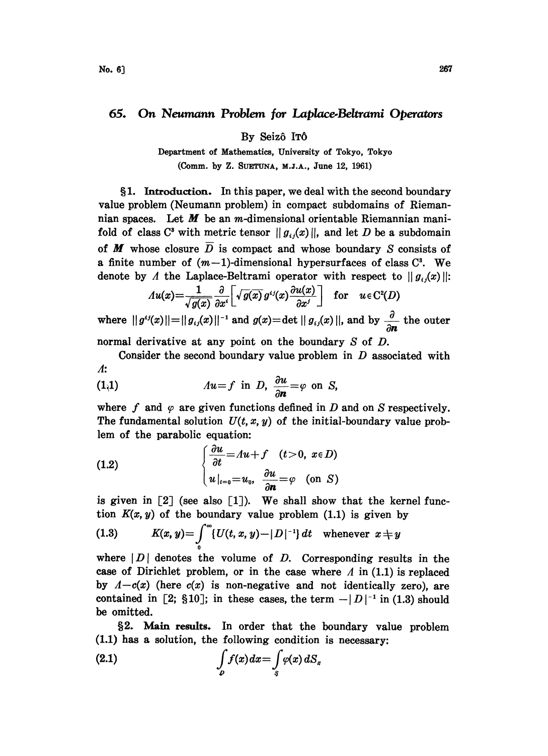# 65. On Neumann Problem for Laplace-Beltrami Operators

By Seizô Itô

Department of Mathematics, University of Tokyo, Tokyo

(Comm. by Z. Suetuna, M.J.A., June 12, 1961)

§1. **Introduction.** In this paper, we deal with the second boundary value problem (Neumann problem) in compact subdomains of Riemannian spaces. Let $\boldsymbol{M}$ be an $m$-dimensional orientable Riemannian manifold of class $C^3$ with metric tensor $\| g_{ij}(x) \|$, and let $D$ be a subdomain of $\boldsymbol{M}$ whose closure $\bar{D}$ is compact and whose boundary $S$ consists of a finite number of $(m-1)$-dimensional hypersurfaces of class $C^3$. We denote by $\Lambda$ the Laplace-Beltrami operator with respect to $\| g_{ij}(x) \|$:

$$\Lambda u(x)=\frac{1}{\sqrt{g(x)}}\frac{\partial}{\partial x^i}\left[\sqrt{g(x)}\, g^{ij}(x)\frac{\partial u(x)}{\partial x^j}\right] \quad \text{for} \quad u\in C^2(D)$$

where $\| g^{ij}(x) \| = \| g_{ij}(x) \|^{-1}$ and $g(x)=\det \| g_{ij}(x) \|$, and by $\frac{\partial}{\partial \boldsymbol{n}}$ the outer normal derivative at any point on the boundary $S$ of $D$.

Consider the second boundary value problem in $D$ associated with $\Lambda$:

$$\Lambda u = f \text{ in } D, \quad \frac{\partial u}{\partial \boldsymbol{n}} = \varphi \text{ on } S, \tag{1.1}$$

where $f$ and $\varphi$ are given functions defined in $D$ and on $S$ respectively. The fundamental solution $U(t, x, y)$ of the initial-boundary value problem of the parabolic equation:

$$\begin{cases} \dfrac{\partial u}{\partial t} = \Lambda u + f \quad (t>0,\ x\in D) \\ u|_{t=0}=u_0, \quad \dfrac{\partial u}{\partial \boldsymbol{n}}=\varphi \quad (\text{on } S) \end{cases} \tag{1.2}$$

is given in [2] (see also [1]). We shall show that the kernel function $K(x, y)$ of the boundary value problem (1.1) is given by

$$K(x, y)=\int_0^\infty \{U(t, x, y)-|D|^{-1}\}\, dt \quad \text{whenever } x \neq y \tag{1.3}$$

where $|D|$ denotes the volume of $D$. Corresponding results in the case of Dirichlet problem, or in the case where $\Lambda$ in (1.1) is replaced by $\Lambda - c(x)$ (here $c(x)$ is non-negative and not identically zero), are contained in [2; §10]; in these cases, the term $-|D|^{-1}$ in (1.3) should be omitted.

§2. **Main results.** In order that the boundary value problem (1.1) has a solution, the following condition is necessary:

$$\int_D f(x)\, dx = \int_S \varphi(x)\, dS_x \tag{2.1}$$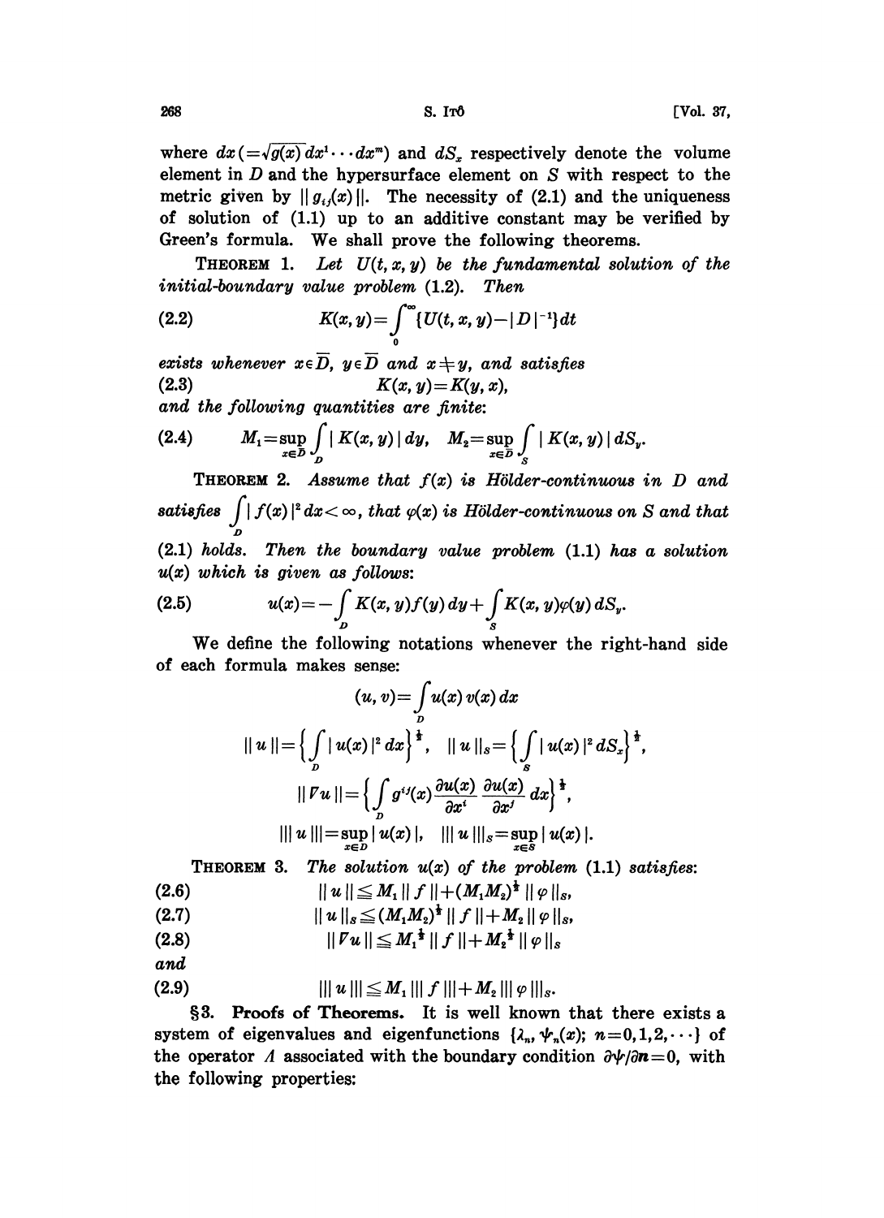where $dx\,(=\sqrt{g(x)}\,dx^1\cdots dx^m)$ and $dS_x$ respectively denote the volume element in $D$ and the hypersurface element on $S$ with respect to the metric given by $\|g_{ij}(x)\|$. The necessity of (2.1) and the uniqueness of solution of (1.1) up to an additive constant may be verified by Green's formula. We shall prove the following theorems.

**Theorem 1.** *Let $U(t, x, y)$ be the fundamental solution of the initial-boundary value problem (1.2). Then*

$$K(x, y)=\int_0^\infty \{U(t, x, y)-|D|^{-1}\}dt \tag{2.2}$$

*exists whenever $x\in\overline{D}$, $y\in\overline{D}$ and $x\neq y$, and satisfies*

$$K(x, y)=K(y, x), \tag{2.3}$$

*and the following quantities are finite:*

$$M_1=\sup_{x\in\overline{D}}\int_D |K(x, y)|\,dy, \quad M_2=\sup_{x\in\overline{D}}\int_S |K(x, y)|\,dS_y. \tag{2.4}$$

**Theorem 2.** *Assume that $f(x)$ is Hölder-continuous in $D$ and satisfies $\int_D |f(x)|^2\,dx<\infty$, that $\varphi(x)$ is Hölder-continuous on $S$ and that (2.1) holds. Then the boundary value problem (1.1) has a solution $u(x)$ which is given as follows:*

$$u(x)=-\int_D K(x, y)f(y)\,dy+\int_S K(x, y)\varphi(y)\,dS_y. \tag{2.5}$$

We define the following notations whenever the right-hand side of each formula makes sense:

$$(u, v)=\int_D u(x)\,v(x)\,dx$$

$$\|u\|=\left\{\int_D |u(x)|^2\,dx\right\}^{\frac{1}{2}}, \quad \|u\|_S=\left\{\int_S |u(x)|^2\,dS_x\right\}^{\frac{1}{2}},$$

$$\|\nabla u\|=\left\{\int_D g^{ij}(x)\frac{\partial u(x)}{\partial x^i}\frac{\partial u(x)}{\partial x^j}\,dx\right\}^{\frac{1}{2}},$$

$$|||u|||=\sup_{x\in D}|u(x)|, \quad |||u|||_S=\sup_{x\in S}|u(x)|.$$

**Theorem 3.** *The solution $u(x)$ of the problem (1.1) satisfies:*

$$\|u\|\leq M_1\|f\|+(M_1M_2)^{\frac{1}{2}}\|\varphi\|_S, \tag{2.6}$$

$$\|u\|_S\leq (M_1M_2)^{\frac{1}{2}}\|f\|+M_2\|\varphi\|_S, \tag{2.7}$$

$$\|\nabla u\|\leq M_1^{\frac{1}{2}}\|f\|+M_2^{\frac{1}{2}}\|\varphi\|_S \tag{2.8}$$

*and*

$$|||u|||\leq M_1|||f|||+M_2|||\varphi|||_S. \tag{2.9}$$

## §3. Proofs of Theorems.

It is well known that there exists a system of eigenvalues and eigenfunctions $\{\lambda_n, \psi_n(x);\ n=0,1,2,\cdots\}$ of the operator $\Lambda$ associated with the boundary condition $\partial\psi/\partial\boldsymbol{n}=0$, with the following properties: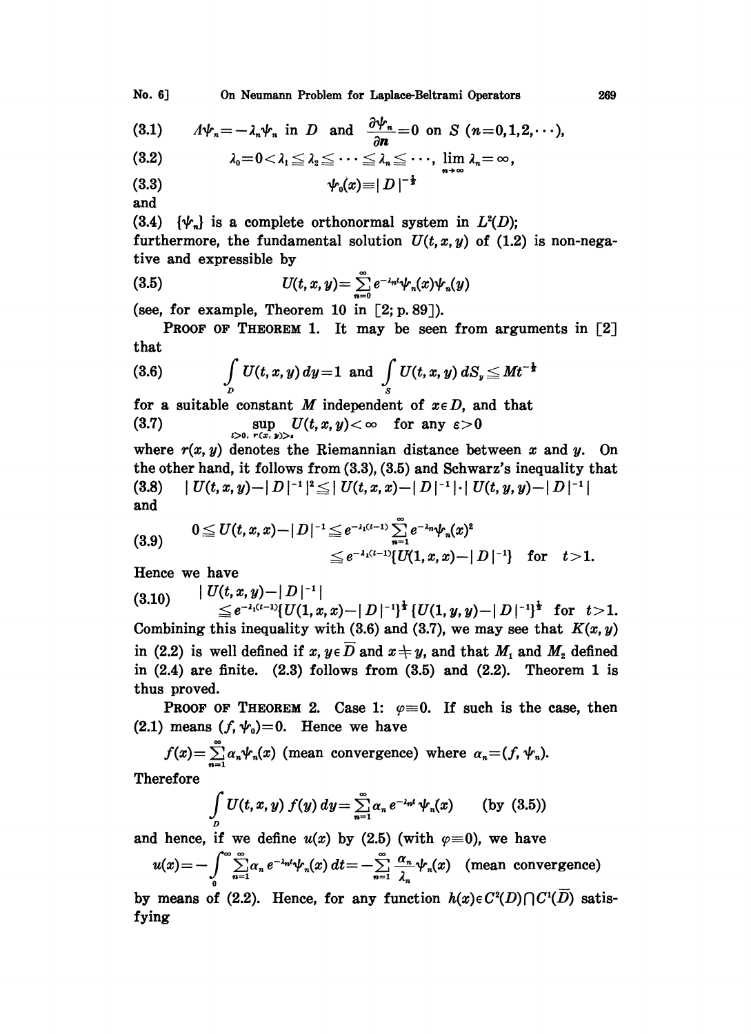(3.1) $\Delta\psi_n = -\lambda_n\psi_n$ in $D$ and $\dfrac{\partial\psi_n}{\partial \boldsymbol{n}} = 0$ on $S$ $(n=0,1,2,\cdots)$,

(3.2) $$\lambda_0 = 0 < \lambda_1 \leqq \lambda_2 \leqq \cdots \leqq \lambda_n \leqq \cdots, \ \lim_{n\to\infty} \lambda_n = \infty,$$

(3.3) $$\psi_0(x) \equiv |D|^{-\frac{1}{2}}$$

and

(3.4) $\{\psi_n\}$ is a complete orthonormal system in $L^2(D)$;

furthermore, the fundamental solution $U(t,x,y)$ of (1.2) is non-negative and expressible by

(3.5) $$U(t,x,y) = \sum_{n=0}^{\infty} e^{-\lambda_n t}\psi_n(x)\psi_n(y)$$

(see, for example, Theorem 10 in [2; p. 89]).

PROOF OF THEOREM 1. It may be seen from arguments in [2] that

(3.6) $$\int_D U(t,x,y)\,dy = 1 \text{ and } \int_S U(t,x,y)\,dS_y \leqq Mt^{-\frac{1}{2}}$$

for a suitable constant $M$ independent of $x \in D$, and that

(3.7) $$\sup_{t>0,\ r(x,y)>\varepsilon} U(t,x,y) < \infty \quad \text{for any } \varepsilon > 0$$

where $r(x,y)$ denotes the Riemannian distance between $x$ and $y$. On the other hand, it follows from (3.3), (3.5) and Schwarz's inequality that

(3.8) $$|U(t,x,y) - |D|^{-1}|^2 \leqq |U(t,x,x) - |D|^{-1}| \cdot |U(t,y,y) - |D|^{-1}|$$

and

(3.9) $$0 \leqq U(t,x,x) - |D|^{-1} \leqq e^{-\lambda_1(t-1)} \sum_{n=1}^{\infty} e^{-\lambda_n}\psi_n(x)^2 \leqq e^{-\lambda_1(t-1)}\{U(1,x,x) - |D|^{-1}\} \quad \text{for} \quad t>1.$$

Hence we have

(3.10) $$|U(t,x,y) - |D|^{-1}| \leqq e^{-\lambda_1(t-1)}\{U(1,x,x) - |D|^{-1}\}^{\frac{1}{2}}\{U(1,y,y) - |D|^{-1}\}^{\frac{1}{2}} \quad \text{for} \quad t>1.$$

Combining this inequality with (3.6) and (3.7), we may see that $K(x,y)$ in (2.2) is well defined if $x, y \in \overline{D}$ and $x \neq y$, and that $M_1$ and $M_2$ defined in (2.4) are finite. (2.3) follows from (3.5) and (2.2). Theorem 1 is thus proved.

PROOF OF THEOREM 2. Case 1: $\varphi \equiv 0$. If such is the case, then (2.1) means $(f, \psi_0) = 0$. Hence we have

$$f(x) = \sum_{n=1}^{\infty} \alpha_n \psi_n(x) \text{ (mean convergence) where } \alpha_n = (f, \psi_n).$$

Therefore

$$\int_D U(t,x,y) f(y)\,dy = \sum_{n=1}^{\infty} \alpha_n e^{-\lambda_n t}\psi_n(x) \qquad \text{(by (3.5))}$$

and hence, if we define $u(x)$ by (2.5) (with $\varphi \equiv 0$), we have

$$u(x) = -\int_0^{\infty} \sum_{n=1}^{\infty} \alpha_n e^{-\lambda_n t}\psi_n(x)\,dt = -\sum_{n=1}^{\infty} \frac{\alpha_n}{\lambda_n}\psi_n(x) \quad \text{(mean convergence)}$$

by means of (2.2). Hence, for any function $h(x) \in C^2(D) \cap C^1(\overline{D})$ satisfying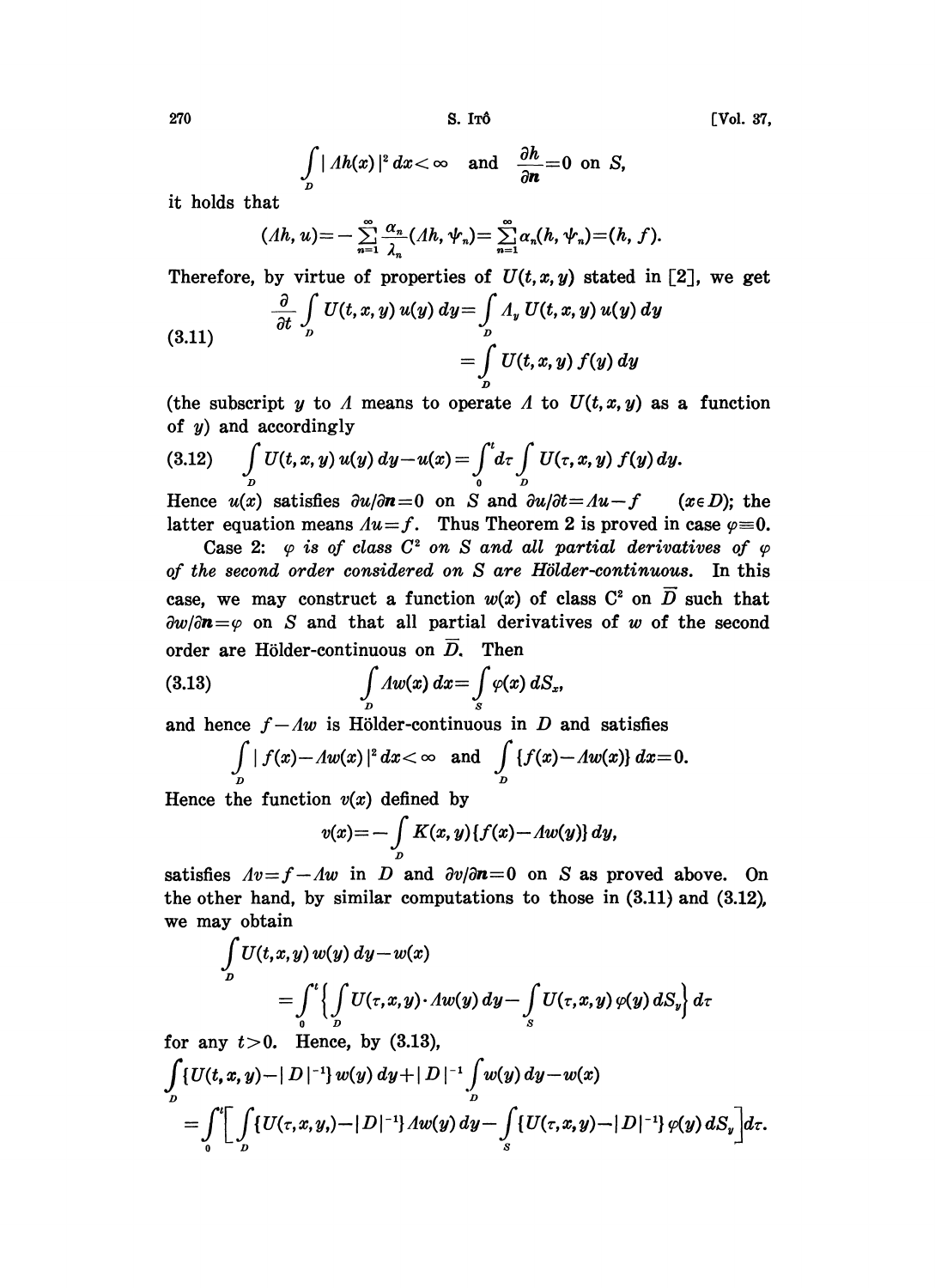$$\int_D |\Lambda h(x)|^2 \, dx < \infty \quad \text{and} \quad \frac{\partial h}{\partial \boldsymbol{n}} = 0 \text{ on } S,$$

it holds that

$$(\Lambda h, u) = -\sum_{n=1}^{\infty} \frac{\alpha_n}{\lambda_n} (\Lambda h, \psi_n) = \sum_{n=1}^{\infty} \alpha_n (h, \psi_n) = (h, f).$$

Therefore, by virtue of properties of $U(t, x, y)$ stated in [2], we get

$$\begin{aligned}
\frac{\partial}{\partial t} \int_D U(t, x, y) \, u(y) \, dy &= \int_D \Lambda_y \, U(t, x, y) \, u(y) \, dy \\
&= \int_D U(t, x, y) \, f(y) \, dy
\end{aligned} \tag{3.11}$$

(the subscript $y$ to $\Lambda$ means to operate $\Lambda$ to $U(t, x, y)$ as a function of $y$) and accordingly

$$\int_D U(t, x, y) \, u(y) \, dy - u(x) = \int_0^t d\tau \int_D U(\tau, x, y) \, f(y) \, dy. \tag{3.12}$$

Hence $u(x)$ satisfies $\partial u / \partial \boldsymbol{n} = 0$ on $S$ and $\partial u / \partial t = \Lambda u - f \quad (x \in D)$; the latter equation means $\Lambda u = f$. Thus Theorem 2 is proved in case $\varphi \equiv 0$.

Case 2: *$\varphi$ is of class $C^2$ on $S$ and all partial derivatives of $\varphi$ of the second order considered on $S$ are Hölder-continuous.* In this case, we may construct a function $w(x)$ of class $C^2$ on $\overline{D}$ such that $\partial w / \partial \boldsymbol{n} = \varphi$ on $S$ and that all partial derivatives of $w$ of the second order are Hölder-continuous on $\overline{D}$. Then

$$\int_D \Lambda w(x) \, dx = \int_S \varphi(x) \, dS_x, \tag{3.13}$$

and hence $f - \Lambda w$ is Hölder-continuous in $D$ and satisfies

$$\int_D |f(x) - \Lambda w(x)|^2 \, dx < \infty \quad \text{and} \quad \int_D \{f(x) - \Lambda w(x)\} \, dx = 0.$$

Hence the function $v(x)$ defined by

$$v(x) = -\int_D K(x, y) \{f(x) - \Lambda w(y)\} \, dy,$$

satisfies $\Lambda v = f - \Lambda w$ in $D$ and $\partial v / \partial \boldsymbol{n} = 0$ on $S$ as proved above. On the other hand, by similar computations to those in (3.11) and (3.12), we may obtain

$$\begin{aligned}
&\int_D U(t, x, y) \, w(y) \, dy - w(x) \\
&\qquad = \int_0^t \left\{ \int_D U(\tau, x, y) \cdot \Lambda w(y) \, dy - \int_S U(\tau, x, y) \, \varphi(y) \, dS_y \right\} d\tau
\end{aligned}$$

for any $t > 0$. Hence, by (3.13),

$$\begin{aligned}
&\int_D \{U(t, x, y) - |D|^{-1}\} \, w(y) \, dy + |D|^{-1} \int_D w(y) \, dy - w(x) \\
&= \int_0^t \Big[ \int_D \{U(\tau, x, y,) - |D|^{-1}\} \Lambda w(y) \, dy - \int_S \{U(\tau, x, y) - |D|^{-1}\} \, \varphi(y) \, dS_y \Big] d\tau.
\end{aligned}$$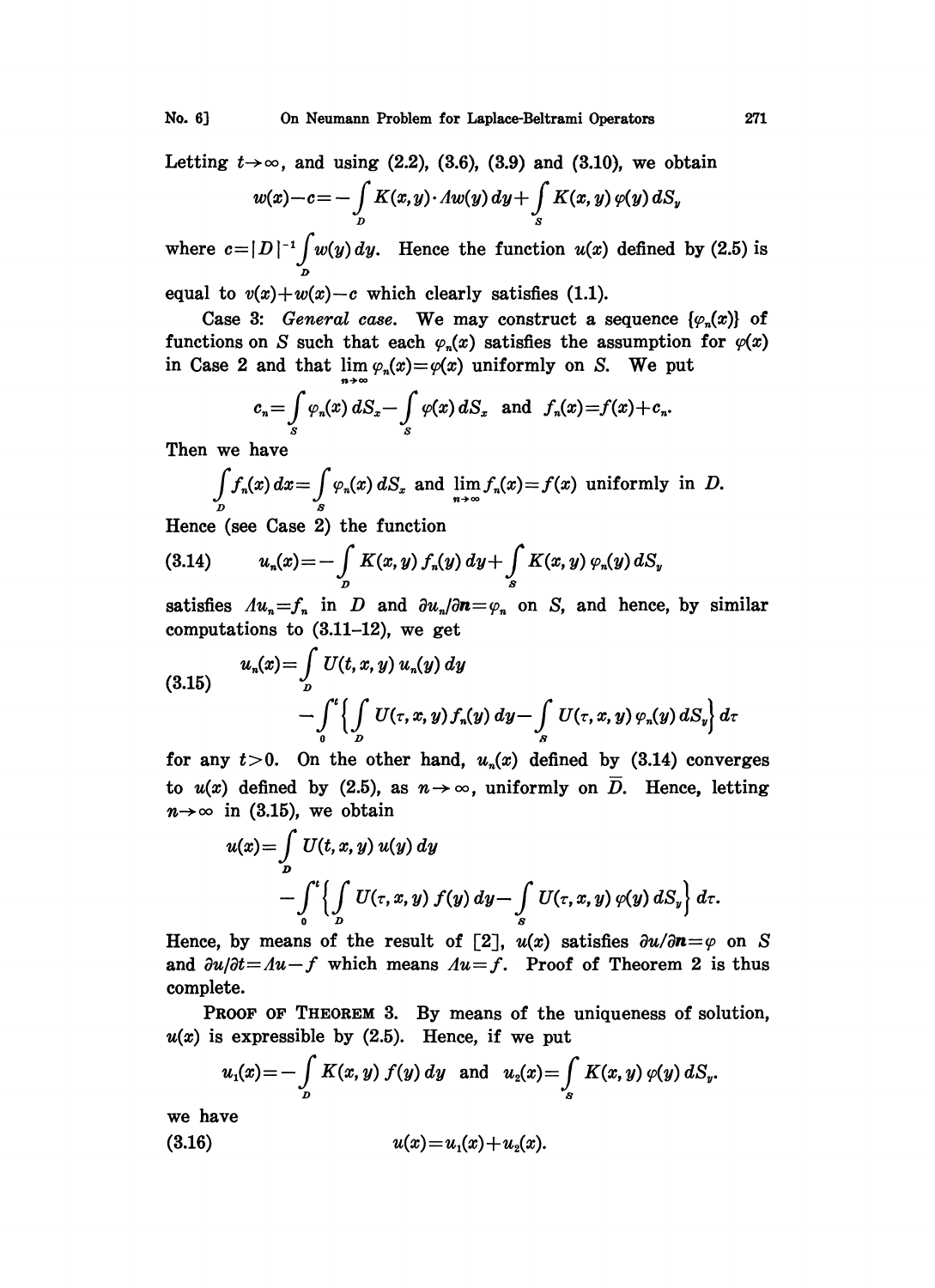Letting $t\to\infty$, and using (2.2), (3.6), (3.9) and (3.10), we obtain

$$w(x)-c=-\int_D K(x,y)\cdot \Delta w(y)\,dy+\int_S K(x,y)\,\varphi(y)\,dS_y$$

where $c=|D|^{-1}\int_D w(y)\,dy$. Hence the function $u(x)$ defined by (2.5) is equal to $v(x)+w(x)-c$ which clearly satisfies (1.1).

Case 3: *General case.* We may construct a sequence $\{\varphi_n(x)\}$ of functions on $S$ such that each $\varphi_n(x)$ satisfies the assumption for $\varphi(x)$ in Case 2 and that $\lim_{n\to\infty}\varphi_n(x)=\varphi(x)$ uniformly on $S$. We put

$$c_n=\int_S \varphi_n(x)\,dS_x-\int_S \varphi(x)\,dS_x \quad\text{and}\quad f_n(x)=f(x)+c_n.$$

Then we have

$$\int_D f_n(x)\,dx=\int_S \varphi_n(x)\,dS_x \text{ and } \lim_{n\to\infty} f_n(x)=f(x) \text{ uniformly in } D.$$

Hence (see Case 2) the function

$$u_n(x)=-\int_D K(x,y)\,f_n(y)\,dy+\int_S K(x,y)\,\varphi_n(y)\,dS_y \tag{3.14}$$

satisfies $\Delta u_n=f_n$ in $D$ and $\partial u_n/\partial \boldsymbol{n}=\varphi_n$ on $S$, and hence, by similar computations to (3.11–12), we get

$$\begin{aligned} u_n(x)=&\int_D U(t,x,y)\,u_n(y)\,dy \\ &-\int_0^t\left\{\int_D U(\tau,x,y)\,f_n(y)\,dy-\int_S U(\tau,x,y)\,\varphi_n(y)\,dS_y\right\}d\tau \end{aligned} \tag{3.15}$$

for any $t>0$. On the other hand, $u_n(x)$ defined by (3.14) converges to $u(x)$ defined by (2.5), as $n\to\infty$, uniformly on $\overline{D}$. Hence, letting $n\to\infty$ in (3.15), we obtain

$$\begin{aligned} u(x)=&\int_D U(t,x,y)\,u(y)\,dy \\ &-\int_0^t\left\{\int_D U(\tau,x,y)\,f(y)\,dy-\int_S U(\tau,x,y)\,\varphi(y)\,dS_y\right\}d\tau. \end{aligned}$$

Hence, by means of the result of [2], $u(x)$ satisfies $\partial u/\partial \boldsymbol{n}=\varphi$ on $S$ and $\partial u/\partial t=\Delta u-f$ which means $\Delta u=f$. Proof of Theorem 2 is thus complete.

**Proof of Theorem 3.** By means of the uniqueness of solution, $u(x)$ is expressible by (2.5). Hence, if we put

$$u_1(x)=-\int_D K(x,y)\,f(y)\,dy \quad\text{and}\quad u_2(x)=\int_S K(x,y)\,\varphi(y)\,dS_y.$$

we have

$$u(x)=u_1(x)+u_2(x). \tag{3.16}$$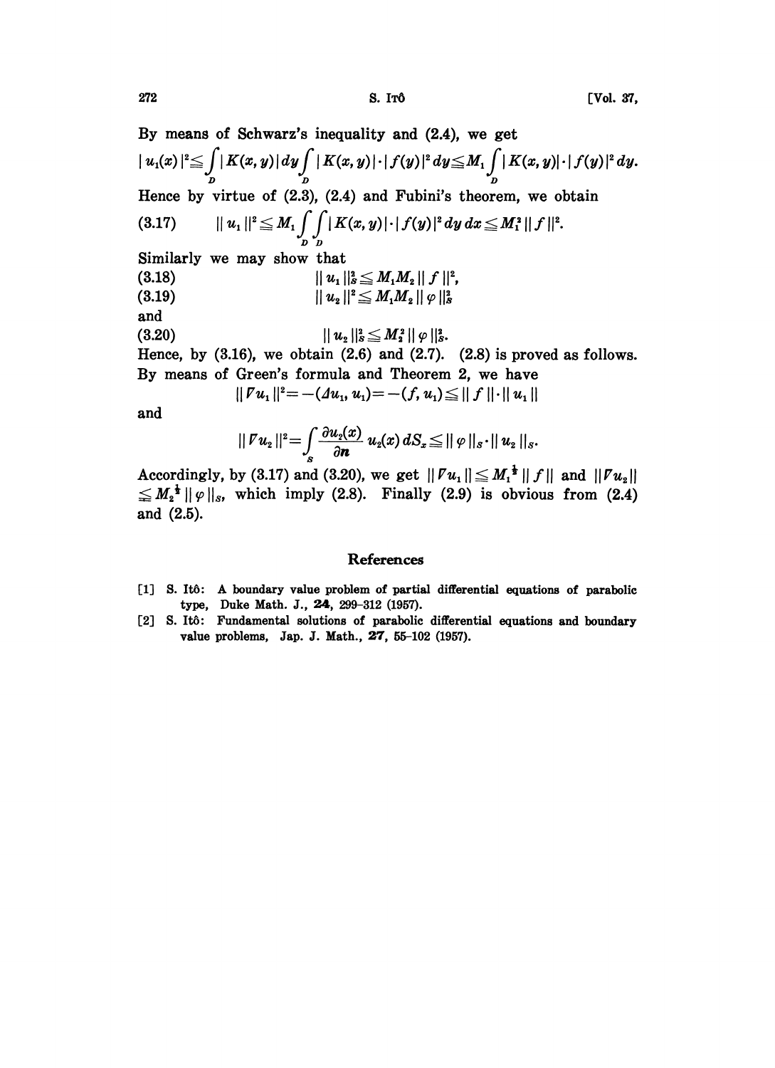By means of Schwarz's inequality and (2.4), we get

$$|u_1(x)|^2 \leqq \int_D |K(x,y)|\,dy \int_D |K(x,y)|\cdot|f(y)|^2\,dy \leqq M_1 \int_D |K(x,y)|\cdot|f(y)|^2\,dy.$$

Hence by virtue of (2.3), (2.4) and Fubini's theorem, we obtain

$$\|u_1\|^2 \leqq M_1 \int_D \int_D |K(x,y)|\cdot|f(y)|^2\,dy\,dx \leqq M_1^2 \|f\|^2. \tag{3.17}$$

Similarly we may show that

$$\|u_1\|_S^2 \leqq M_1 M_2 \|f\|^2, \tag{3.18}$$

$$\|u_2\|^2 \leqq M_1 M_2 \|\varphi\|_S^2 \tag{3.19}$$

and

$$\|u_2\|_S^2 \leqq M_2^2 \|\varphi\|_S^2. \tag{3.20}$$

Hence, by (3.16), we obtain (2.6) and (2.7). (2.8) is proved as follows. By means of Green's formula and Theorem 2, we have

$$\|\nabla u_1\|^2 = -(\Delta u_1, u_1) = -(f, u_1) \leqq \|f\|\cdot\|u_1\|$$

and

$$\|\nabla u_2\|^2 = \int_S \frac{\partial u_2(x)}{\partial \boldsymbol{n}} u_2(x)\,dS_x \leqq \|\varphi\|_S \cdot \|u_2\|_S.$$

Accordingly, by (3.17) and (3.20), we get $\|\nabla u_1\| \leqq M_1^{\frac{1}{2}} \|f\|$ and $\|\nabla u_2\| \leqq M_2^{\frac{1}{2}} \|\varphi\|_S$, which imply (2.8). Finally (2.9) is obvious from (2.4) and (2.5).

## References

[1] S. Itô: A boundary value problem of partial differential equations of parabolic type, Duke Math. J., **24**, 299–312 (1957).

[2] S. Itô: Fundamental solutions of parabolic differential equations and boundary value problems, Jap. J. Math., **27**, 55–102 (1957).